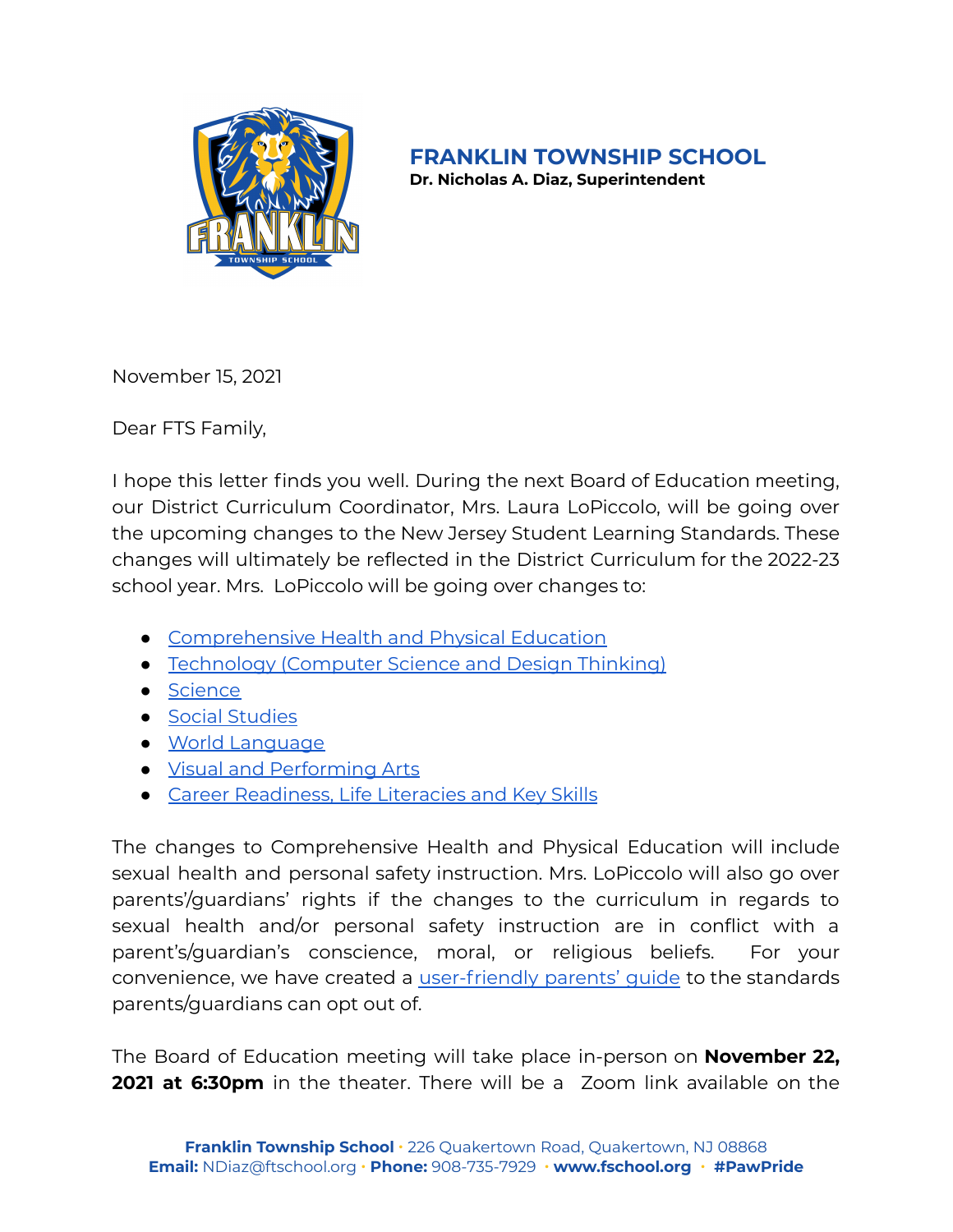# FRANKLIN TOWNSHIP SCHOOL

**Dr. Nicholas A. Diaz, Superintendent**

November 15, 2021

Dear FTS Family,

I hope this letter finds you well. During the next Board of Education meeting, our District Curriculum Coordinator, Mrs. Laura LoPiccolo, will be going over the upcoming changes to the New Jersey Student Learning Standards. These changes will ultimately be reflected in the District Curriculum for the 2022-23 school year. Mrs. LoPiccolo will be going over changes to:

- Comprehensive Health and Physical Education
- Technology (Computer Science and Design Thinking)
- Science
- Social Studies
- World Language
- Visual and Performing Arts
- Career Readiness, Life Literacies and Key Skills

The changes to Comprehensive Health and Physical Education will include sexual health and personal safety instruction. Mrs. LoPiccolo will also go over parents'/guardians' rights if the changes to the curriculum in regards to sexual health and/or personal safety instruction are in conflict with a parent's/guardian's conscience, moral, or religious beliefs. For your convenience, we have created a user-friendly parents' guide to the standards parents/guardians can opt out of.

The Board of Education meeting will take place in-person on **November 22, 2021 at 6:30pm** in the theater. There will be a Zoom link available on the

**Franklin Township School** · 226 Quakertown Road, Quakertown, NJ 08868
**Email:** NDiaz@ftschool.org · **Phone:** 908-735-7929 · **www.fschool.org** · **#PawPride**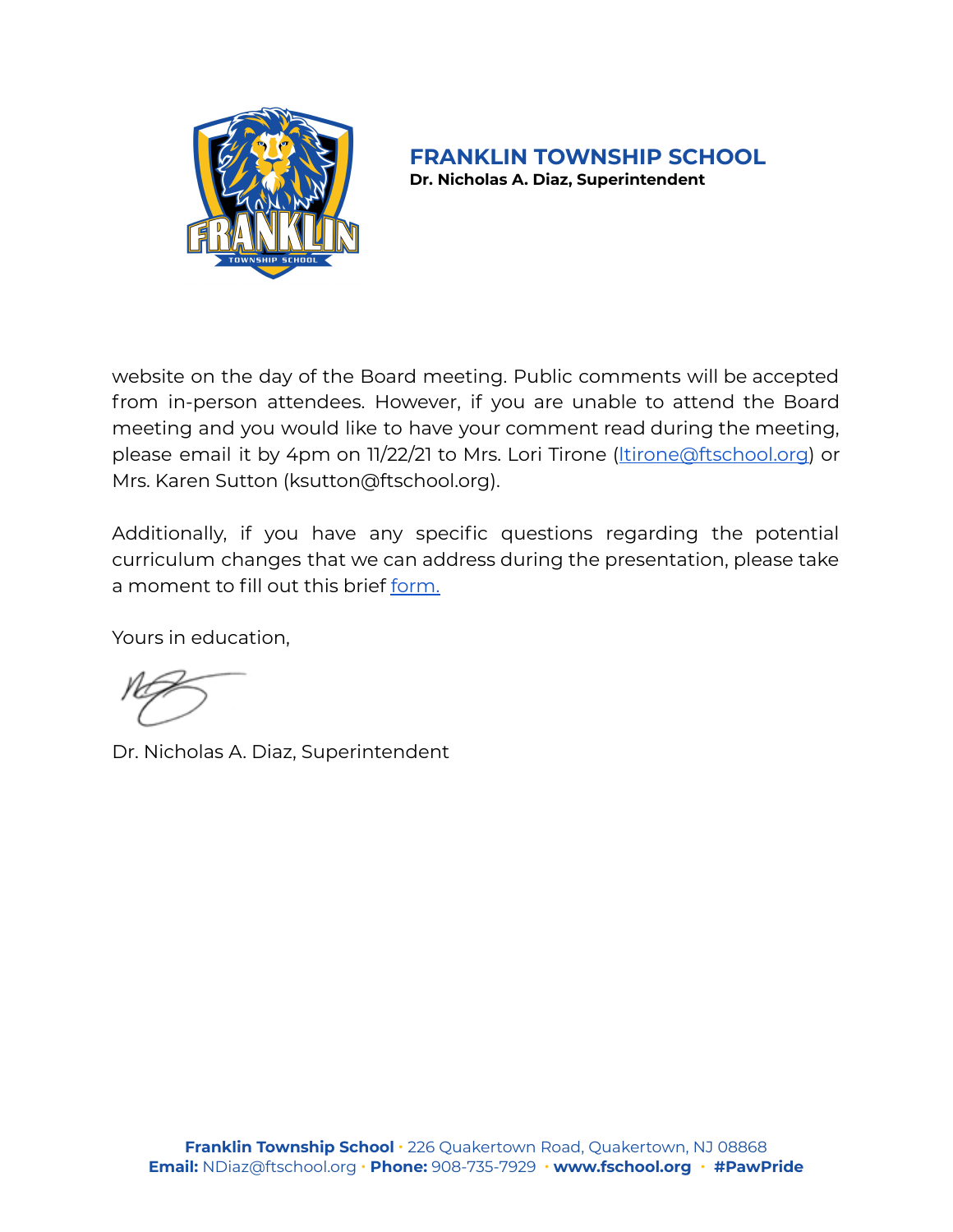**FRANKLIN TOWNSHIP SCHOOL**
**Dr. Nicholas A. Diaz, Superintendent**

website on the day of the Board meeting. Public comments will be accepted from in-person attendees. However, if you are unable to attend the Board meeting and you would like to have your comment read during the meeting, please email it by 4pm on 11/22/21 to Mrs. Lori Tirone (ltirone@ftschool.org) or Mrs. Karen Sutton (ksutton@ftschool.org).

Additionally, if you have any specific questions regarding the potential curriculum changes that we can address during the presentation, please take a moment to fill out this brief form.

Yours in education,

Dr. Nicholas A. Diaz, Superintendent

**Franklin Township School** · 226 Quakertown Road, Quakertown, NJ 08868
**Email:** NDiaz@ftschool.org · **Phone:** 908-735-7929 · **www.fschool.org** · **#PawPride**